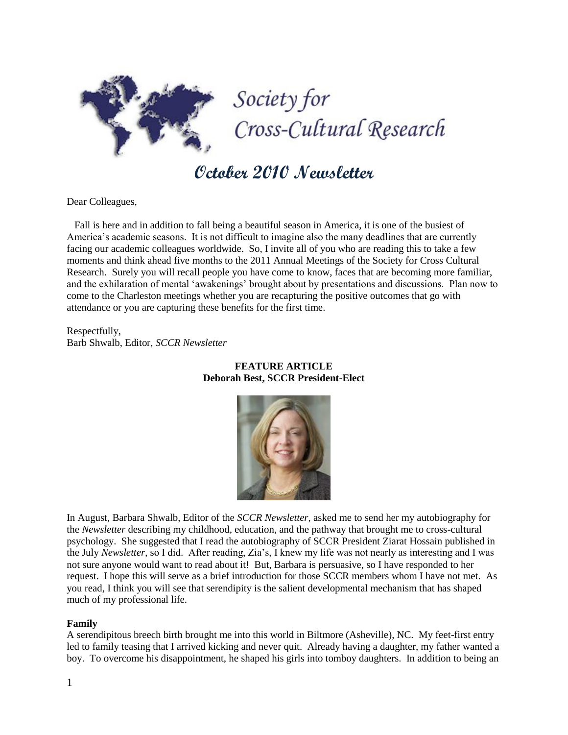# Society for Cross-Cultural Research

## October 2010 Newsletter

Dear Colleagues,

Fall is here and in addition to fall being a beautiful season in America, it is one of the busiest of America's academic seasons. It is not difficult to imagine also the many deadlines that are currently facing our academic colleagues worldwide. So, I invite all of you who are reading this to take a few moments and think ahead five months to the 2011 Annual Meetings of the Society for Cross Cultural Research. Surely you will recall people you have come to know, faces that are becoming more familiar, and the exhilaration of mental 'awakenings' brought about by presentations and discussions. Plan now to come to the Charleston meetings whether you are recapturing the positive outcomes that go with attendance or you are capturing these benefits for the first time.

Respectfully,
Barb Shwalb, Editor, *SCCR Newsletter*

### FEATURE ARTICLE
### Deborah Best, SCCR President-Elect

In August, Barbara Shwalb, Editor of the *SCCR Newsletter*, asked me to send her my autobiography for the *Newsletter* describing my childhood, education, and the pathway that brought me to cross-cultural psychology. She suggested that I read the autobiography of SCCR President Ziarat Hossain published in the July *Newsletter*, so I did. After reading, Zia's, I knew my life was not nearly as interesting and I was not sure anyone would want to read about it! But, Barbara is persuasive, so I have responded to her request. I hope this will serve as a brief introduction for those SCCR members whom I have not met. As you read, I think you will see that serendipity is the salient developmental mechanism that has shaped much of my professional life.

**Family**

A serendipitous breech birth brought me into this world in Biltmore (Asheville), NC. My feet-first entry led to family teasing that I arrived kicking and never quit. Already having a daughter, my father wanted a boy. To overcome his disappointment, he shaped his girls into tomboy daughters. In addition to being an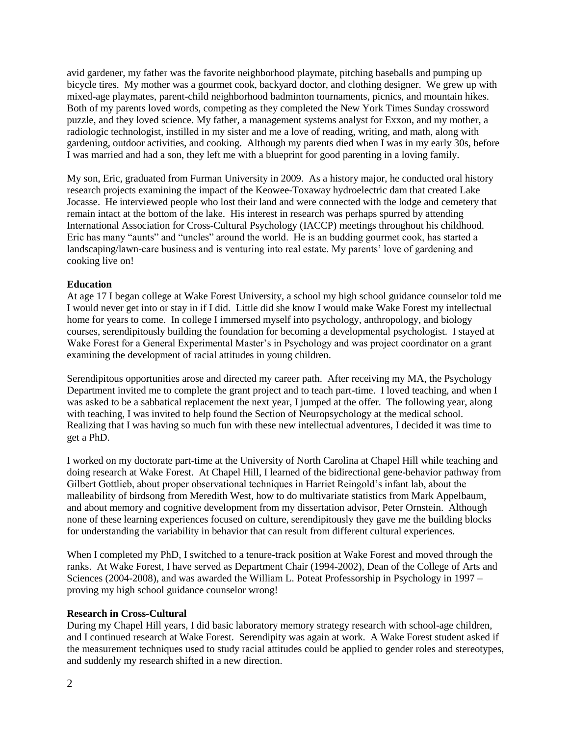avid gardener, my father was the favorite neighborhood playmate, pitching baseballs and pumping up bicycle tires. My mother was a gourmet cook, backyard doctor, and clothing designer. We grew up with mixed-age playmates, parent-child neighborhood badminton tournaments, picnics, and mountain hikes. Both of my parents loved words, competing as they completed the New York Times Sunday crossword puzzle, and they loved science. My father, a management systems analyst for Exxon, and my mother, a radiologic technologist, instilled in my sister and me a love of reading, writing, and math, along with gardening, outdoor activities, and cooking. Although my parents died when I was in my early 30s, before I was married and had a son, they left me with a blueprint for good parenting in a loving family.

My son, Eric, graduated from Furman University in 2009. As a history major, he conducted oral history research projects examining the impact of the Keowee-Toxaway hydroelectric dam that created Lake Jocasse. He interviewed people who lost their land and were connected with the lodge and cemetery that remain intact at the bottom of the lake. His interest in research was perhaps spurred by attending International Association for Cross-Cultural Psychology (IACCP) meetings throughout his childhood. Eric has many "aunts" and "uncles" around the world. He is an budding gourmet cook, has started a landscaping/lawn-care business and is venturing into real estate. My parents' love of gardening and cooking live on!

**Education**

At age 17 I began college at Wake Forest University, a school my high school guidance counselor told me I would never get into or stay in if I did. Little did she know I would make Wake Forest my intellectual home for years to come. In college I immersed myself into psychology, anthropology, and biology courses, serendipitously building the foundation for becoming a developmental psychologist. I stayed at Wake Forest for a General Experimental Master's in Psychology and was project coordinator on a grant examining the development of racial attitudes in young children.

Serendipitous opportunities arose and directed my career path. After receiving my MA, the Psychology Department invited me to complete the grant project and to teach part-time. I loved teaching, and when I was asked to be a sabbatical replacement the next year, I jumped at the offer. The following year, along with teaching, I was invited to help found the Section of Neuropsychology at the medical school. Realizing that I was having so much fun with these new intellectual adventures, I decided it was time to get a PhD.

I worked on my doctorate part-time at the University of North Carolina at Chapel Hill while teaching and doing research at Wake Forest. At Chapel Hill, I learned of the bidirectional gene-behavior pathway from Gilbert Gottlieb, about proper observational techniques in Harriet Reingold's infant lab, about the malleability of birdsong from Meredith West, how to do multivariate statistics from Mark Appelbaum, and about memory and cognitive development from my dissertation advisor, Peter Ornstein. Although none of these learning experiences focused on culture, serendipitously they gave me the building blocks for understanding the variability in behavior that can result from different cultural experiences.

When I completed my PhD, I switched to a tenure-track position at Wake Forest and moved through the ranks. At Wake Forest, I have served as Department Chair (1994-2002), Dean of the College of Arts and Sciences (2004-2008), and was awarded the William L. Poteat Professorship in Psychology in 1997 – proving my high school guidance counselor wrong!

**Research in Cross-Cultural**

During my Chapel Hill years, I did basic laboratory memory strategy research with school-age children, and I continued research at Wake Forest. Serendipity was again at work. A Wake Forest student asked if the measurement techniques used to study racial attitudes could be applied to gender roles and stereotypes, and suddenly my research shifted in a new direction.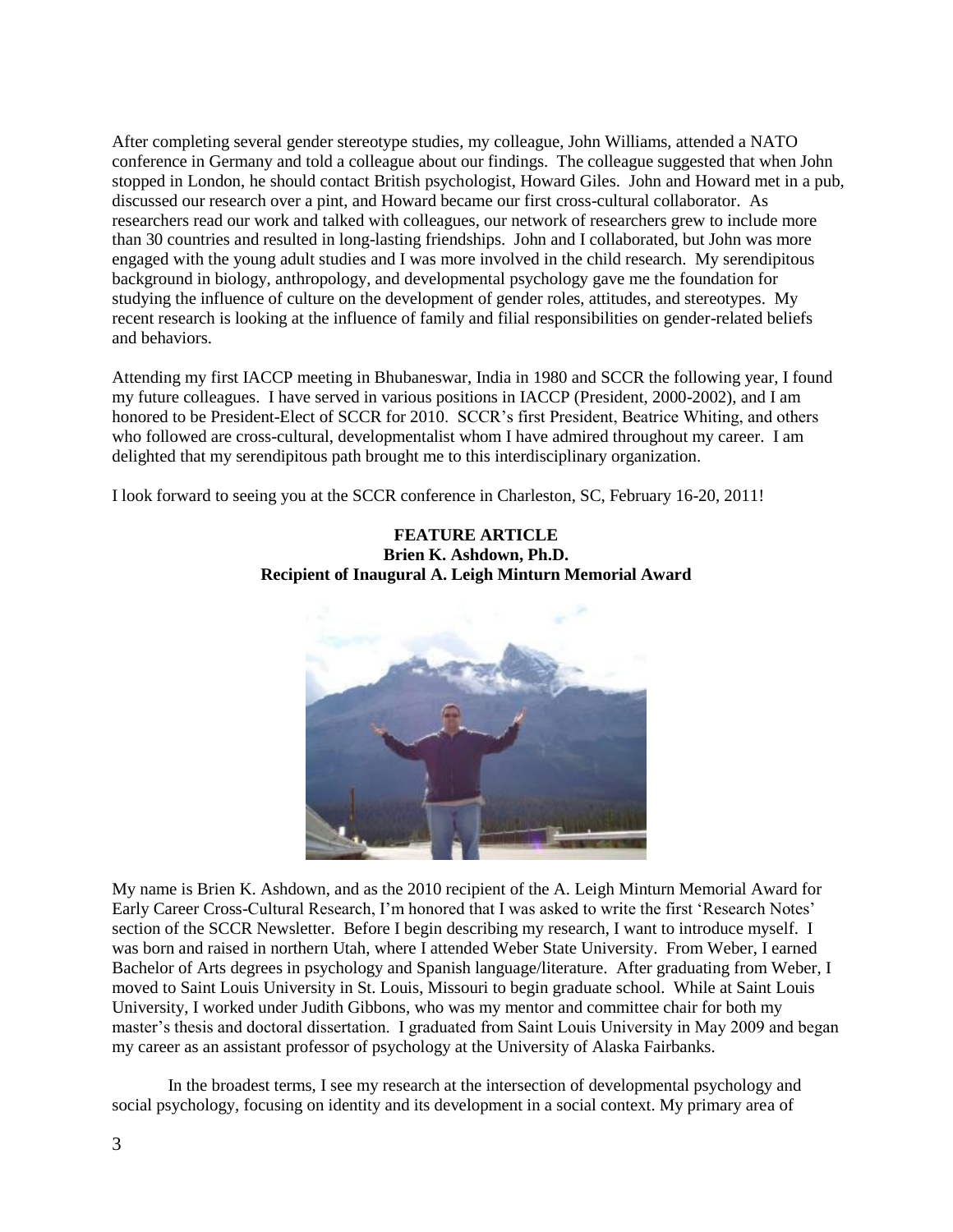After completing several gender stereotype studies, my colleague, John Williams, attended a NATO conference in Germany and told a colleague about our findings. The colleague suggested that when John stopped in London, he should contact British psychologist, Howard Giles. John and Howard met in a pub, discussed our research over a pint, and Howard became our first cross-cultural collaborator. As researchers read our work and talked with colleagues, our network of researchers grew to include more than 30 countries and resulted in long-lasting friendships. John and I collaborated, but John was more engaged with the young adult studies and I was more involved in the child research. My serendipitous background in biology, anthropology, and developmental psychology gave me the foundation for studying the influence of culture on the development of gender roles, attitudes, and stereotypes. My recent research is looking at the influence of family and filial responsibilities on gender-related beliefs and behaviors.

Attending my first IACCP meeting in Bhubaneswar, India in 1980 and SCCR the following year, I found my future colleagues. I have served in various positions in IACCP (President, 2000-2002), and I am honored to be President-Elect of SCCR for 2010. SCCR's first President, Beatrice Whiting, and others who followed are cross-cultural, developmentalist whom I have admired throughout my career. I am delighted that my serendipitous path brought me to this interdisciplinary organization.

I look forward to seeing you at the SCCR conference in Charleston, SC, February 16-20, 2011!

## FEATURE ARTICLE
### Brien K. Ashdown, Ph.D.
### Recipient of Inaugural A. Leigh Minturn Memorial Award

My name is Brien K. Ashdown, and as the 2010 recipient of the A. Leigh Minturn Memorial Award for Early Career Cross-Cultural Research, I'm honored that I was asked to write the first 'Research Notes' section of the SCCR Newsletter. Before I begin describing my research, I want to introduce myself. I was born and raised in northern Utah, where I attended Weber State University. From Weber, I earned Bachelor of Arts degrees in psychology and Spanish language/literature. After graduating from Weber, I moved to Saint Louis University in St. Louis, Missouri to begin graduate school. While at Saint Louis University, I worked under Judith Gibbons, who was my mentor and committee chair for both my master's thesis and doctoral dissertation. I graduated from Saint Louis University in May 2009 and began my career as an assistant professor of psychology at the University of Alaska Fairbanks.

In the broadest terms, I see my research at the intersection of developmental psychology and social psychology, focusing on identity and its development in a social context. My primary area of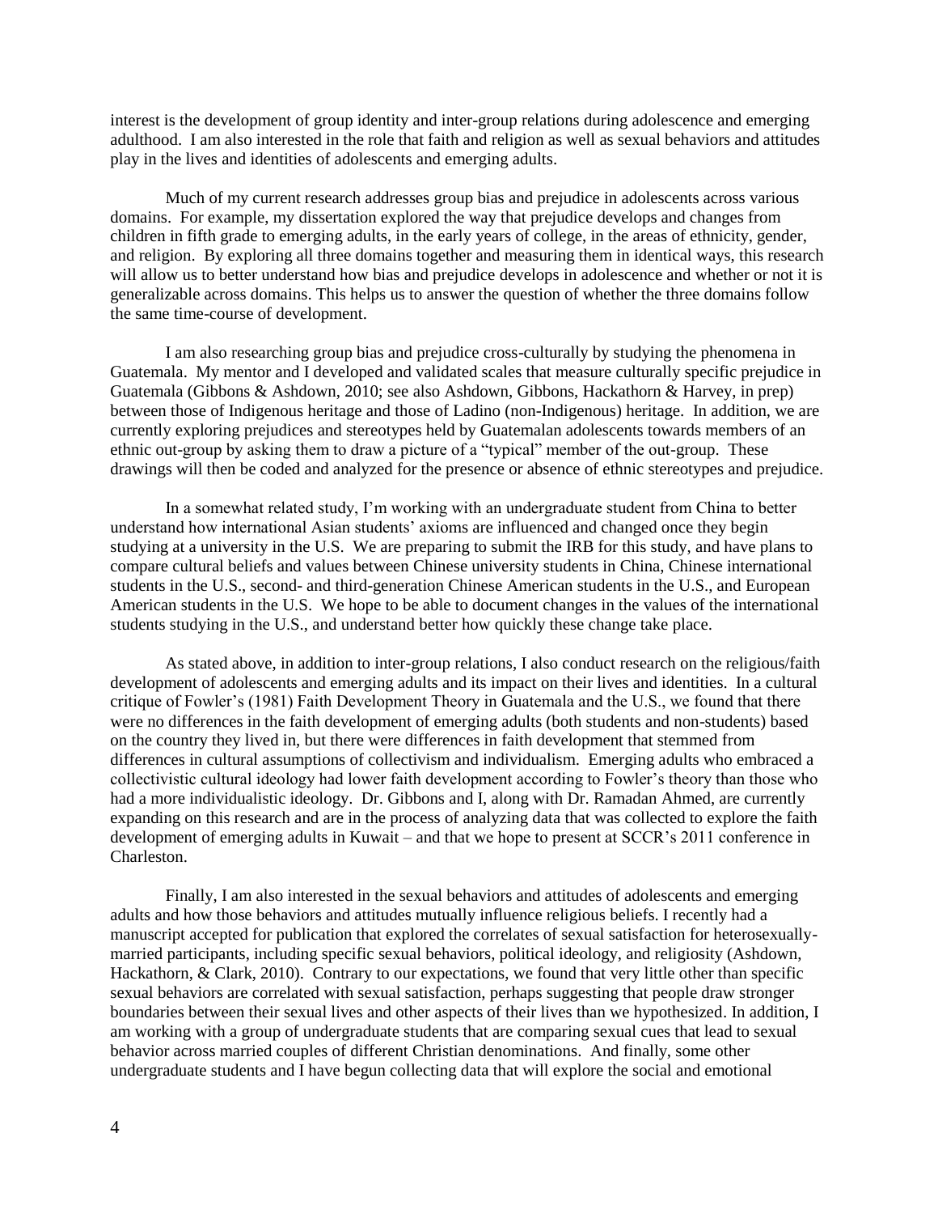interest is the development of group identity and inter-group relations during adolescence and emerging adulthood. I am also interested in the role that faith and religion as well as sexual behaviors and attitudes play in the lives and identities of adolescents and emerging adults.

Much of my current research addresses group bias and prejudice in adolescents across various domains. For example, my dissertation explored the way that prejudice develops and changes from children in fifth grade to emerging adults, in the early years of college, in the areas of ethnicity, gender, and religion. By exploring all three domains together and measuring them in identical ways, this research will allow us to better understand how bias and prejudice develops in adolescence and whether or not it is generalizable across domains. This helps us to answer the question of whether the three domains follow the same time-course of development.

I am also researching group bias and prejudice cross-culturally by studying the phenomena in Guatemala. My mentor and I developed and validated scales that measure culturally specific prejudice in Guatemala (Gibbons & Ashdown, 2010; see also Ashdown, Gibbons, Hackathorn & Harvey, in prep) between those of Indigenous heritage and those of Ladino (non-Indigenous) heritage. In addition, we are currently exploring prejudices and stereotypes held by Guatemalan adolescents towards members of an ethnic out-group by asking them to draw a picture of a "typical" member of the out-group. These drawings will then be coded and analyzed for the presence or absence of ethnic stereotypes and prejudice.

In a somewhat related study, I'm working with an undergraduate student from China to better understand how international Asian students' axioms are influenced and changed once they begin studying at a university in the U.S. We are preparing to submit the IRB for this study, and have plans to compare cultural beliefs and values between Chinese university students in China, Chinese international students in the U.S., second- and third-generation Chinese American students in the U.S., and European American students in the U.S. We hope to be able to document changes in the values of the international students studying in the U.S., and understand better how quickly these change take place.

As stated above, in addition to inter-group relations, I also conduct research on the religious/faith development of adolescents and emerging adults and its impact on their lives and identities. In a cultural critique of Fowler's (1981) Faith Development Theory in Guatemala and the U.S., we found that there were no differences in the faith development of emerging adults (both students and non-students) based on the country they lived in, but there were differences in faith development that stemmed from differences in cultural assumptions of collectivism and individualism. Emerging adults who embraced a collectivistic cultural ideology had lower faith development according to Fowler's theory than those who had a more individualistic ideology. Dr. Gibbons and I, along with Dr. Ramadan Ahmed, are currently expanding on this research and are in the process of analyzing data that was collected to explore the faith development of emerging adults in Kuwait – and that we hope to present at SCCR's 2011 conference in Charleston.

Finally, I am also interested in the sexual behaviors and attitudes of adolescents and emerging adults and how those behaviors and attitudes mutually influence religious beliefs. I recently had a manuscript accepted for publication that explored the correlates of sexual satisfaction for heterosexually-married participants, including specific sexual behaviors, political ideology, and religiosity (Ashdown, Hackathorn, & Clark, 2010). Contrary to our expectations, we found that very little other than specific sexual behaviors are correlated with sexual satisfaction, perhaps suggesting that people draw stronger boundaries between their sexual lives and other aspects of their lives than we hypothesized. In addition, I am working with a group of undergraduate students that are comparing sexual cues that lead to sexual behavior across married couples of different Christian denominations. And finally, some other undergraduate students and I have begun collecting data that will explore the social and emotional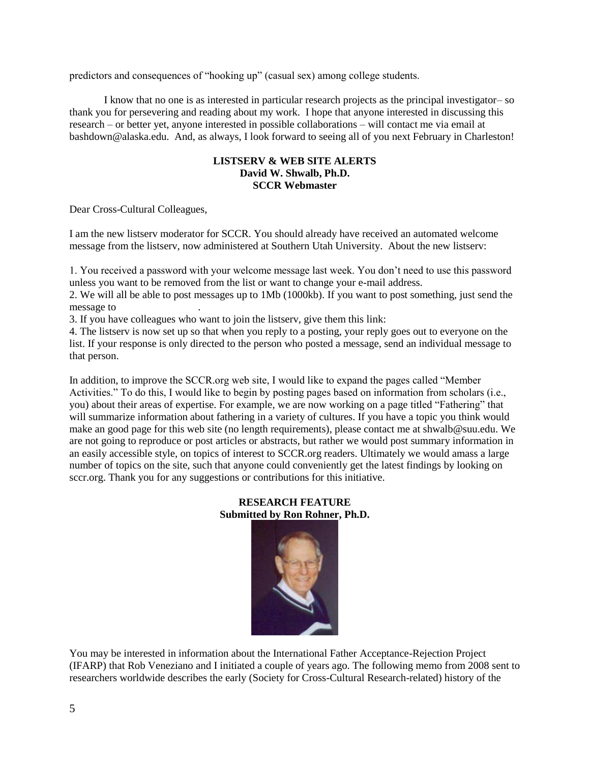predictors and consequences of "hooking up" (casual sex) among college students.

I know that no one is as interested in particular research projects as the principal investigator– so thank you for persevering and reading about my work. I hope that anyone interested in discussing this research – or better yet, anyone interested in possible collaborations – will contact me via email at bashdown@alaska.edu. And, as always, I look forward to seeing all of you next February in Charleston!

## LISTSERV & WEB SITE ALERTS
**David W. Shwalb, Ph.D.**
**SCCR Webmaster**

Dear Cross-Cultural Colleagues,

I am the new listserv moderator for SCCR. You should already have received an automated welcome message from the listserv, now administered at Southern Utah University. About the new listserv:

1. You received a password with your welcome message last week. You don't need to use this password unless you want to be removed from the list or want to change your e-mail address.
2. We will all be able to post messages up to 1Mb (1000kb). If you want to post something, just send the message to .
3. If you have colleagues who want to join the listserv, give them this link:
4. The listserv is now set up so that when you reply to a posting, your reply goes out to everyone on the list. If your response is only directed to the person who posted a message, send an individual message to that person.

In addition, to improve the SCCR.org web site, I would like to expand the pages called "Member Activities." To do this, I would like to begin by posting pages based on information from scholars (i.e., you) about their areas of expertise. For example, we are now working on a page titled "Fathering" that will summarize information about fathering in a variety of cultures. If you have a topic you think would make an good page for this web site (no length requirements), please contact me at shwalb@suu.edu. We are not going to reproduce or post articles or abstracts, but rather we would post summary information in an easily accessible style, on topics of interest to SCCR.org readers. Ultimately we would amass a large number of topics on the site, such that anyone could conveniently get the latest findings by looking on sccr.org. Thank you for any suggestions or contributions for this initiative.

## RESEARCH FEATURE
**Submitted by Ron Rohner, Ph.D.**

You may be interested in information about the International Father Acceptance-Rejection Project (IFARP) that Rob Veneziano and I initiated a couple of years ago. The following memo from 2008 sent to researchers worldwide describes the early (Society for Cross-Cultural Research-related) history of the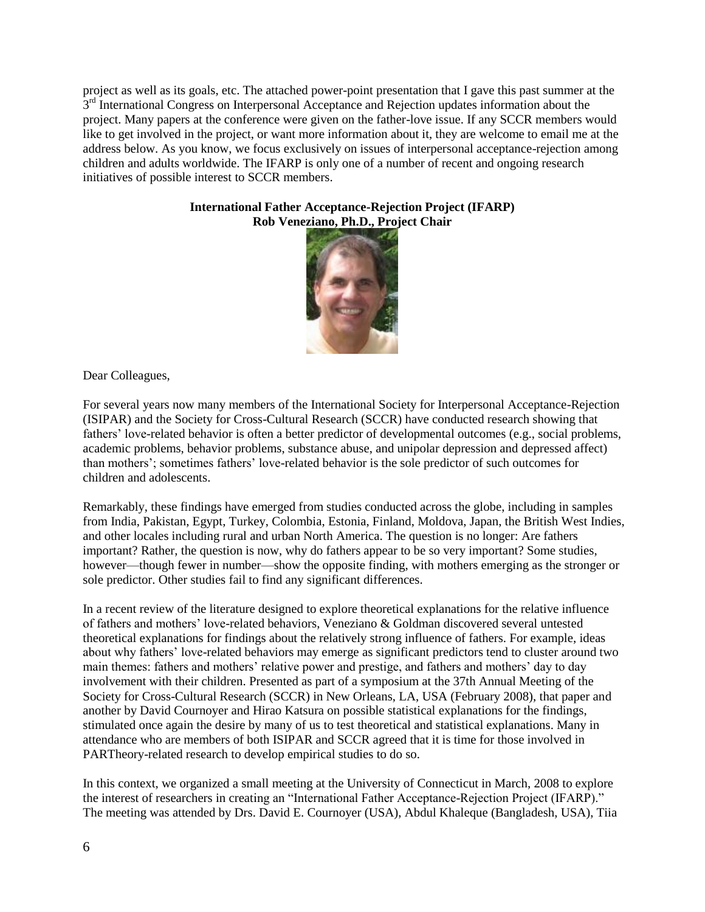project as well as its goals, etc. The attached power-point presentation that I gave this past summer at the 3rd International Congress on Interpersonal Acceptance and Rejection updates information about the project. Many papers at the conference were given on the father-love issue. If any SCCR members would like to get involved in the project, or want more information about it, they are welcome to email me at the address below. As you know, we focus exclusively on issues of interpersonal acceptance-rejection among children and adults worldwide. The IFARP is only one of a number of recent and ongoing research initiatives of possible interest to SCCR members.

**International Father Acceptance-Rejection Project (IFARP)**
**Rob Veneziano, Ph.D., Project Chair**

Dear Colleagues,

For several years now many members of the International Society for Interpersonal Acceptance-Rejection (ISIPAR) and the Society for Cross-Cultural Research (SCCR) have conducted research showing that fathers' love-related behavior is often a better predictor of developmental outcomes (e.g., social problems, academic problems, behavior problems, substance abuse, and unipolar depression and depressed affect) than mothers'; sometimes fathers' love-related behavior is the sole predictor of such outcomes for children and adolescents.

Remarkably, these findings have emerged from studies conducted across the globe, including in samples from India, Pakistan, Egypt, Turkey, Colombia, Estonia, Finland, Moldova, Japan, the British West Indies, and other locales including rural and urban North America. The question is no longer: Are fathers important? Rather, the question is now, why do fathers appear to be so very important? Some studies, however—though fewer in number—show the opposite finding, with mothers emerging as the stronger or sole predictor. Other studies fail to find any significant differences.

In a recent review of the literature designed to explore theoretical explanations for the relative influence of fathers and mothers' love-related behaviors, Veneziano & Goldman discovered several untested theoretical explanations for findings about the relatively strong influence of fathers. For example, ideas about why fathers' love-related behaviors may emerge as significant predictors tend to cluster around two main themes: fathers and mothers' relative power and prestige, and fathers and mothers' day to day involvement with their children. Presented as part of a symposium at the 37th Annual Meeting of the Society for Cross-Cultural Research (SCCR) in New Orleans, LA, USA (February 2008), that paper and another by David Cournoyer and Hirao Katsura on possible statistical explanations for the findings, stimulated once again the desire by many of us to test theoretical and statistical explanations. Many in attendance who are members of both ISIPAR and SCCR agreed that it is time for those involved in PARTheory-related research to develop empirical studies to do so.

In this context, we organized a small meeting at the University of Connecticut in March, 2008 to explore the interest of researchers in creating an "International Father Acceptance-Rejection Project (IFARP)." The meeting was attended by Drs. David E. Cournoyer (USA), Abdul Khaleque (Bangladesh, USA), Tiia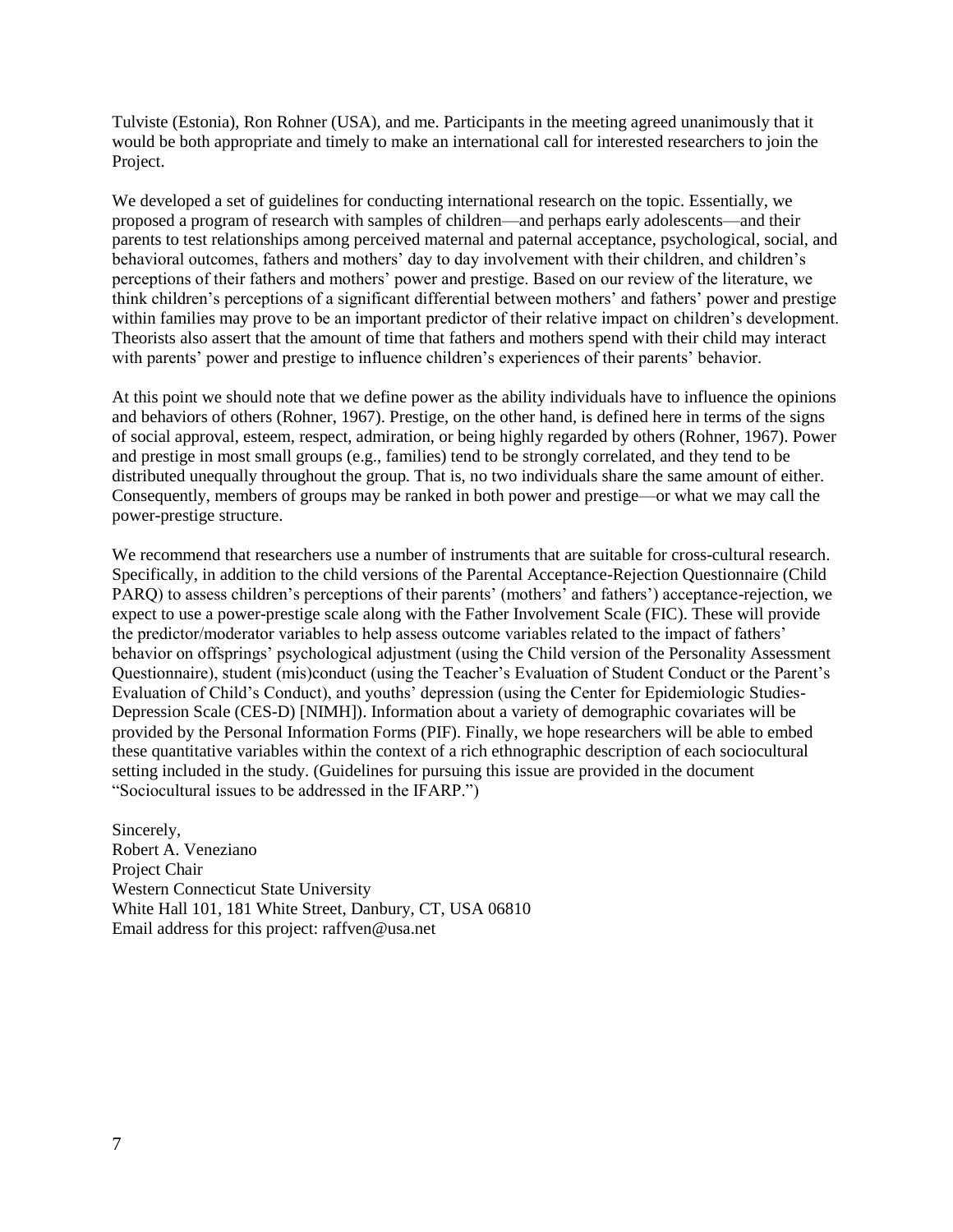Tulviste (Estonia), Ron Rohner (USA), and me. Participants in the meeting agreed unanimously that it would be both appropriate and timely to make an international call for interested researchers to join the Project.

We developed a set of guidelines for conducting international research on the topic. Essentially, we proposed a program of research with samples of children—and perhaps early adolescents—and their parents to test relationships among perceived maternal and paternal acceptance, psychological, social, and behavioral outcomes, fathers and mothers' day to day involvement with their children, and children's perceptions of their fathers and mothers' power and prestige. Based on our review of the literature, we think children's perceptions of a significant differential between mothers' and fathers' power and prestige within families may prove to be an important predictor of their relative impact on children's development. Theorists also assert that the amount of time that fathers and mothers spend with their child may interact with parents' power and prestige to influence children's experiences of their parents' behavior.

At this point we should note that we define power as the ability individuals have to influence the opinions and behaviors of others (Rohner, 1967). Prestige, on the other hand, is defined here in terms of the signs of social approval, esteem, respect, admiration, or being highly regarded by others (Rohner, 1967). Power and prestige in most small groups (e.g., families) tend to be strongly correlated, and they tend to be distributed unequally throughout the group. That is, no two individuals share the same amount of either. Consequently, members of groups may be ranked in both power and prestige—or what we may call the power-prestige structure.

We recommend that researchers use a number of instruments that are suitable for cross-cultural research. Specifically, in addition to the child versions of the Parental Acceptance-Rejection Questionnaire (Child PARQ) to assess children's perceptions of their parents' (mothers' and fathers') acceptance-rejection, we expect to use a power-prestige scale along with the Father Involvement Scale (FIC). These will provide the predictor/moderator variables to help assess outcome variables related to the impact of fathers' behavior on offsprings' psychological adjustment (using the Child version of the Personality Assessment Questionnaire), student (mis)conduct (using the Teacher's Evaluation of Student Conduct or the Parent's Evaluation of Child's Conduct), and youths' depression (using the Center for Epidemiologic Studies-Depression Scale (CES-D) [NIMH]). Information about a variety of demographic covariates will be provided by the Personal Information Forms (PIF). Finally, we hope researchers will be able to embed these quantitative variables within the context of a rich ethnographic description of each sociocultural setting included in the study. (Guidelines for pursuing this issue are provided in the document "Sociocultural issues to be addressed in the IFARP.")

Sincerely,
Robert A. Veneziano
Project Chair
Western Connecticut State University
White Hall 101, 181 White Street, Danbury, CT, USA 06810
Email address for this project: raffven@usa.net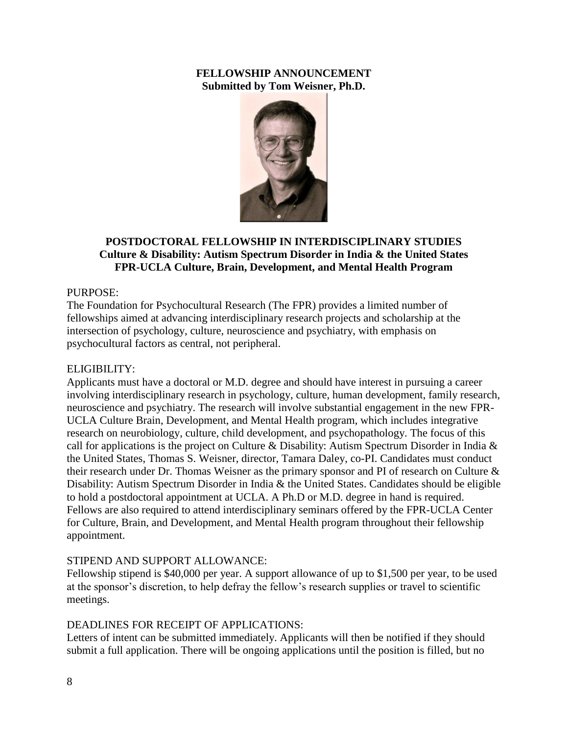**FELLOWSHIP ANNOUNCEMENT**
**Submitted by Tom Weisner, Ph.D.**

## POSTDOCTORAL FELLOWSHIP IN INTERDISCIPLINARY STUDIES
### Culture & Disability: Autism Spectrum Disorder in India & the United States
### FPR-UCLA Culture, Brain, Development, and Mental Health Program

PURPOSE:
The Foundation for Psychocultural Research (The FPR) provides a limited number of fellowships aimed at advancing interdisciplinary research projects and scholarship at the intersection of psychology, culture, neuroscience and psychiatry, with emphasis on psychocultural factors as central, not peripheral.

ELIGIBILITY:
Applicants must have a doctoral or M.D. degree and should have interest in pursuing a career involving interdisciplinary research in psychology, culture, human development, family research, neuroscience and psychiatry. The research will involve substantial engagement in the new FPR-UCLA Culture Brain, Development, and Mental Health program, which includes integrative research on neurobiology, culture, child development, and psychopathology. The focus of this call for applications is the project on Culture & Disability: Autism Spectrum Disorder in India & the United States, Thomas S. Weisner, director, Tamara Daley, co-PI. Candidates must conduct their research under Dr. Thomas Weisner as the primary sponsor and PI of research on Culture & Disability: Autism Spectrum Disorder in India & the United States. Candidates should be eligible to hold a postdoctoral appointment at UCLA. A Ph.D or M.D. degree in hand is required. Fellows are also required to attend interdisciplinary seminars offered by the FPR-UCLA Center for Culture, Brain, and Development, and Mental Health program throughout their fellowship appointment.

STIPEND AND SUPPORT ALLOWANCE:
Fellowship stipend is $40,000 per year. A support allowance of up to $1,500 per year, to be used at the sponsor's discretion, to help defray the fellow's research supplies or travel to scientific meetings.

DEADLINES FOR RECEIPT OF APPLICATIONS:
Letters of intent can be submitted immediately. Applicants will then be notified if they should submit a full application. There will be ongoing applications until the position is filled, but no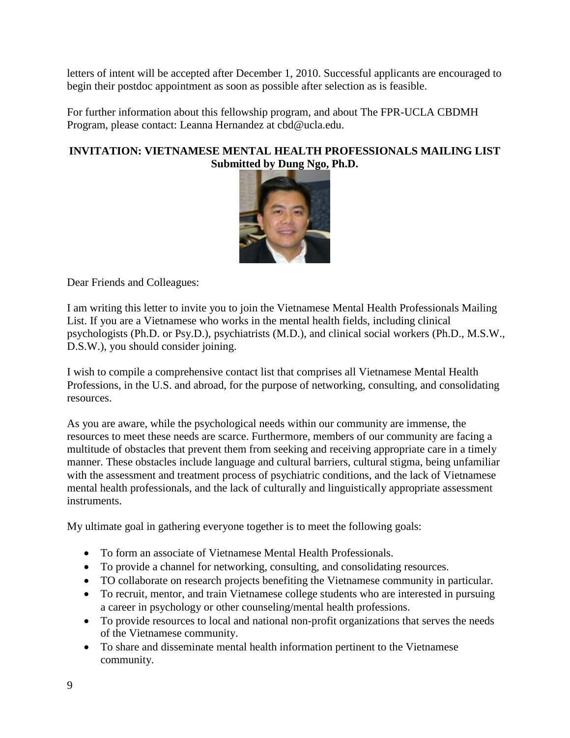letters of intent will be accepted after December 1, 2010. Successful applicants are encouraged to begin their postdoc appointment as soon as possible after selection as is feasible.

For further information about this fellowship program, and about The FPR-UCLA CBDMH Program, please contact: Leanna Hernandez at cbd@ucla.edu.

## INVITATION: VIETNAMESE MENTAL HEALTH PROFESSIONALS MAILING LIST

**Submitted by Dung Ngo, Ph.D.**

Dear Friends and Colleagues:

I am writing this letter to invite you to join the Vietnamese Mental Health Professionals Mailing List. If you are a Vietnamese who works in the mental health fields, including clinical psychologists (Ph.D. or Psy.D.), psychiatrists (M.D.), and clinical social workers (Ph.D., M.S.W., D.S.W.), you should consider joining.

I wish to compile a comprehensive contact list that comprises all Vietnamese Mental Health Professions, in the U.S. and abroad, for the purpose of networking, consulting, and consolidating resources.

As you are aware, while the psychological needs within our community are immense, the resources to meet these needs are scarce. Furthermore, members of our community are facing a multitude of obstacles that prevent them from seeking and receiving appropriate care in a timely manner. These obstacles include language and cultural barriers, cultural stigma, being unfamiliar with the assessment and treatment process of psychiatric conditions, and the lack of Vietnamese mental health professionals, and the lack of culturally and linguistically appropriate assessment instruments.

My ultimate goal in gathering everyone together is to meet the following goals:

- To form an associate of Vietnamese Mental Health Professionals.
- To provide a channel for networking, consulting, and consolidating resources.
- TO collaborate on research projects benefiting the Vietnamese community in particular.
- To recruit, mentor, and train Vietnamese college students who are interested in pursuing a career in psychology or other counseling/mental health professions.
- To provide resources to local and national non-profit organizations that serves the needs of the Vietnamese community.
- To share and disseminate mental health information pertinent to the Vietnamese community.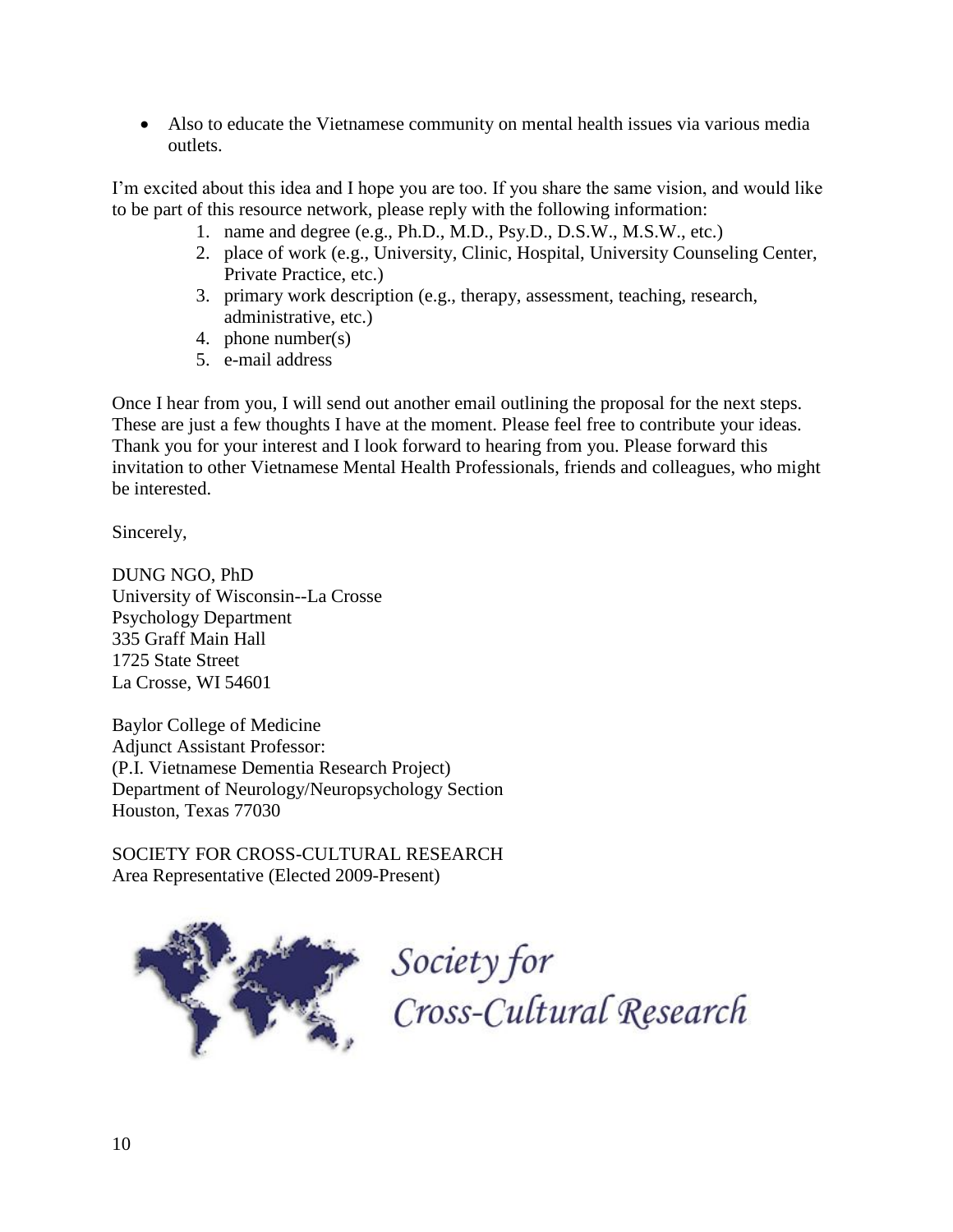- Also to educate the Vietnamese community on mental health issues via various media outlets.

I'm excited about this idea and I hope you are too. If you share the same vision, and would like to be part of this resource network, please reply with the following information:

1. name and degree (e.g., Ph.D., M.D., Psy.D., D.S.W., M.S.W., etc.)
2. place of work (e.g., University, Clinic, Hospital, University Counseling Center, Private Practice, etc.)
3. primary work description (e.g., therapy, assessment, teaching, research, administrative, etc.)
4. phone number(s)
5. e-mail address

Once I hear from you, I will send out another email outlining the proposal for the next steps. These are just a few thoughts I have at the moment. Please feel free to contribute your ideas. Thank you for your interest and I look forward to hearing from you. Please forward this invitation to other Vietnamese Mental Health Professionals, friends and colleagues, who might be interested.

Sincerely,

DUNG NGO, PhD
University of Wisconsin--La Crosse
Psychology Department
335 Graff Main Hall
1725 State Street
La Crosse, WI 54601

Baylor College of Medicine
Adjunct Assistant Professor:
(P.I. Vietnamese Dementia Research Project)
Department of Neurology/Neuropsychology Section
Houston, Texas 77030

SOCIETY FOR CROSS-CULTURAL RESEARCH
Area Representative (Elected 2009-Present)

*Society for Cross-Cultural Research*